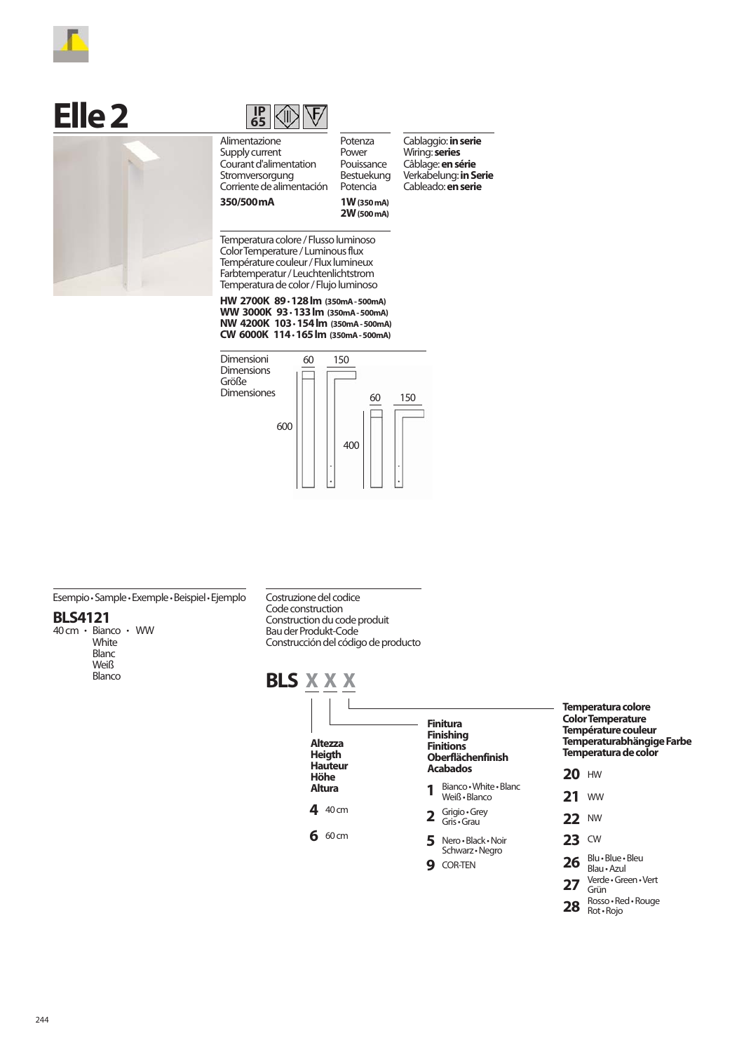# Elle 2

IP 65

| Alimentazione<br>Supply current<br>Courant d'alimentation<br>Stromversorgung<br>Corriente de alimentación | Potenza<br>Power<br>Pouissance<br>Bestuekung<br>Potencia | Cablaggio: **in serie**<br>Wiring: **series**<br>Câblage: **en série**<br>Verkabelung: **in Serie**<br>Cableado: **en serie** |
|---|---|---|
| **350/500mA** | **1W** **(350 mA)**<br>**2W** **(500 mA)** | |

Temperatura colore / Flusso luminoso
Color Temperature / Luminous flux
Température couleur / Flux lumineux
Farbtemperatur / Leuchtenlichtstrom
Temperatura de color / Flujo luminoso

**HW 2700K 89 · 128 lm (350mA - 500mA)**
**WW 3000K 93 · 133 lm (350mA - 500mA)**
**NW 4200K 103 · 154 lm (350mA - 500mA)**
**CW 6000K 114 · 165 lm (350mA - 500mA)**

Dimensioni
Dimensions
Größe
Dimensiones

60 150 600
60 150 400

Esempio • Sample • Exemple • Beispiel • Ejemplo

**BLS4121**
40 cm • Bianco • WW
White
Blanc
Weiß
Blanco

Costruzione del codice
Code construction
Construction du code produit
Bau der Produkt-Code
Construcción del código de producto

**BLS X X X**

**Altezza**
**Heigth**
**Hauteur**
**Höhe**
**Altura**

- **4** 40 cm
- **6** 60 cm

**Finitura**
**Finishing**
**Finitions**
**Oberflächenfinish**
**Acabados**

- **1** Bianco • White • Blanc Weiß • Blanco
- **2** Grigio • Grey Gris • Grau
- **5** Nero • Black • Noir Schwarz • Negro
- **9** COR-TEN

**Temperatura colore**
**Color Temperature**
**Température couleur**
**Temperaturabhängige Farbe**
**Temperatura de color**

- **20** HW
- **21** WW
- **22** NW
- **23** CW
- **26** Blu • Blue • Bleu Blau • Azul
- **27** Verde • Green • Vert Grün
- **28** Rosso • Red • Rouge Rot • Rojo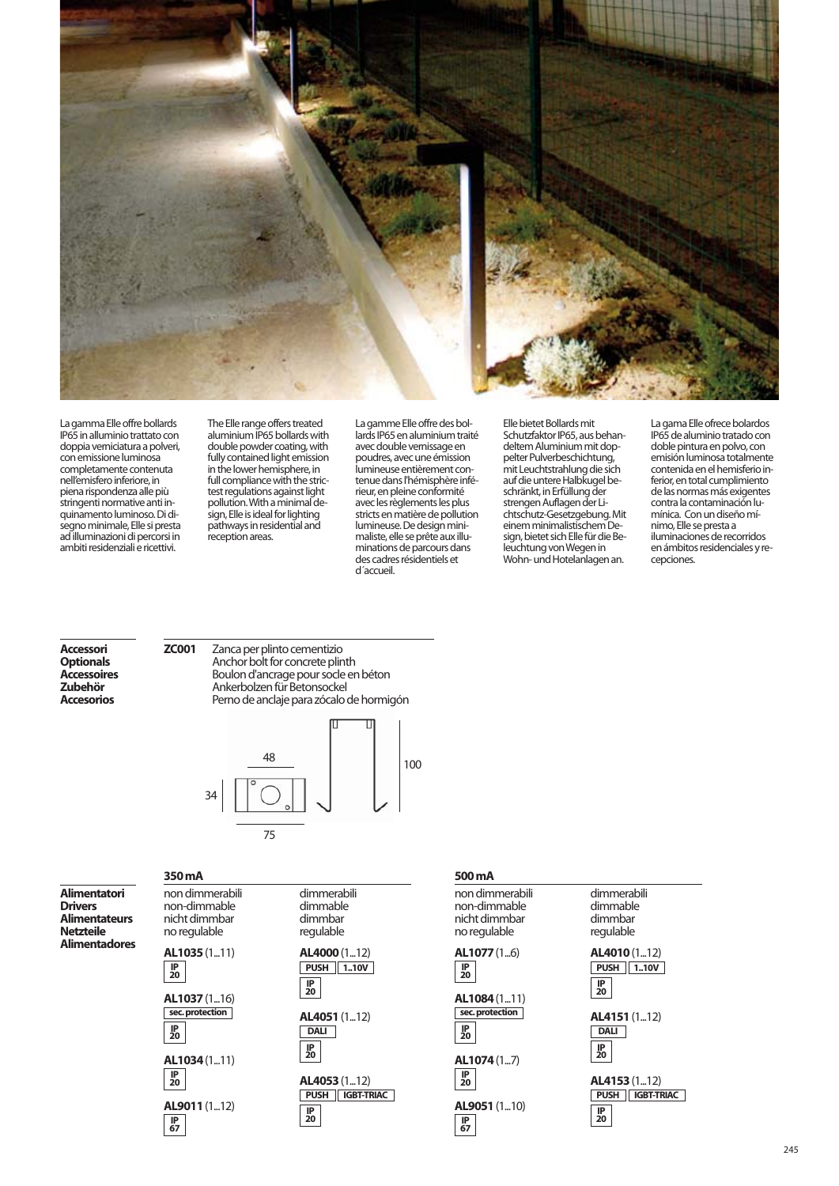La gamma Elle offre bollards IP65 in alluminio trattato con doppia verniciatura a polveri, con emissione luminosa completamente contenuta nell'emisfero inferiore, in piena rispondenza alle più stringenti normative anti inquinamento luminoso. Di disegno minimale, Elle si presta ad illuminazioni di percorsi in ambiti residenziali e ricettivi.

The Elle range offers treated aluminium IP65 bollards with double powder coating, with fully contained light emission in the lower hemisphere, in full compliance with the strictest regulations against light pollution. With a minimal design, Elle is ideal for lighting pathways in residential and reception areas.

La gamme Elle offre des bollards IP65 en aluminium traité avec double vernissage en poudres, avec une émission lumineuse entièrement contenue dans l'hémisphère inférieur, en pleine conformité avec les règlements les plus stricts en matière de pollution lumineuse. De design minimaliste, elle se prête aux illuminations de parcours dans des cadres résidentiels et d´accueil.

Elle bietet Bollards mit Schutzfaktor IP65, aus behandeltem Aluminium mit doppelter Pulverbeschichtung, mit Leuchtstrahlung die sich auf die untere Halbkugel beschränkt, in Erfüllung der strengen Auflagen der Lichtschutz-Gesetzgebung. Mit einem minimalistischem Design, bietet sich Elle für die Beleuchtung von Wegen in Wohn- und Hotelanlagen an.

La gama Elle ofrece bolardos IP65 de aluminio tratado con doble pintura en polvo, con emisión luminosa totalmente contenida en el hemisferio inferior, en total cumplimiento de las normas más exigentes contra la contaminación lumínica. Con un diseño mínimo, Elle se presta a iluminaciones de recorridos en ámbitos residenciales y recepciones.

**Accessori**
**Optionals**
**Accessoires**
**Zubehör**
**Accesorios**

**ZC001** Zanca per plinto cementizio
Anchor bolt for concrete plinth
Boulon d'ancrage pour socle en béton
Ankerbolzen für Betonsockel
Perno de anclaje para zócalo de hormigón

48
34
75
100

**Alimentatori**
**Drivers**
**Alimentateurs**
**Netzteile**
**Alimentadores**

**350 mA**

non dimmerabili
non-dimmable
nicht dimmbar
no regulable

**AL1035** (1...11) IP 20

**AL1037** (1...16) sec. protection IP 20

**AL1034** (1...11) IP 20

**AL9011** (1...12) IP 67

dimmerabili
dimmable
dimmbar
regulable

**AL4000** (1...12) PUSH 1..10V IP 20

**AL4051** (1...12) DALI IP 20

**AL4053** (1...12) PUSH IGBT-TRIAC IP 20

**500 mA**

non dimmerabili
non-dimmable
nicht dimmbar
no regulable

**AL1077** (1...6) IP 20

**AL1084** (1...11) sec. protection IP 20

**AL1074** (1...7) IP 20

**AL9051** (1...10) IP 67

dimmerabili
dimmable
dimmbar
regulable

**AL4010** (1...12) PUSH 1..10V IP 20

**AL4151** (1...12) DALI IP 20

**AL4153** (1...12) PUSH IGBT-TRIAC IP 20